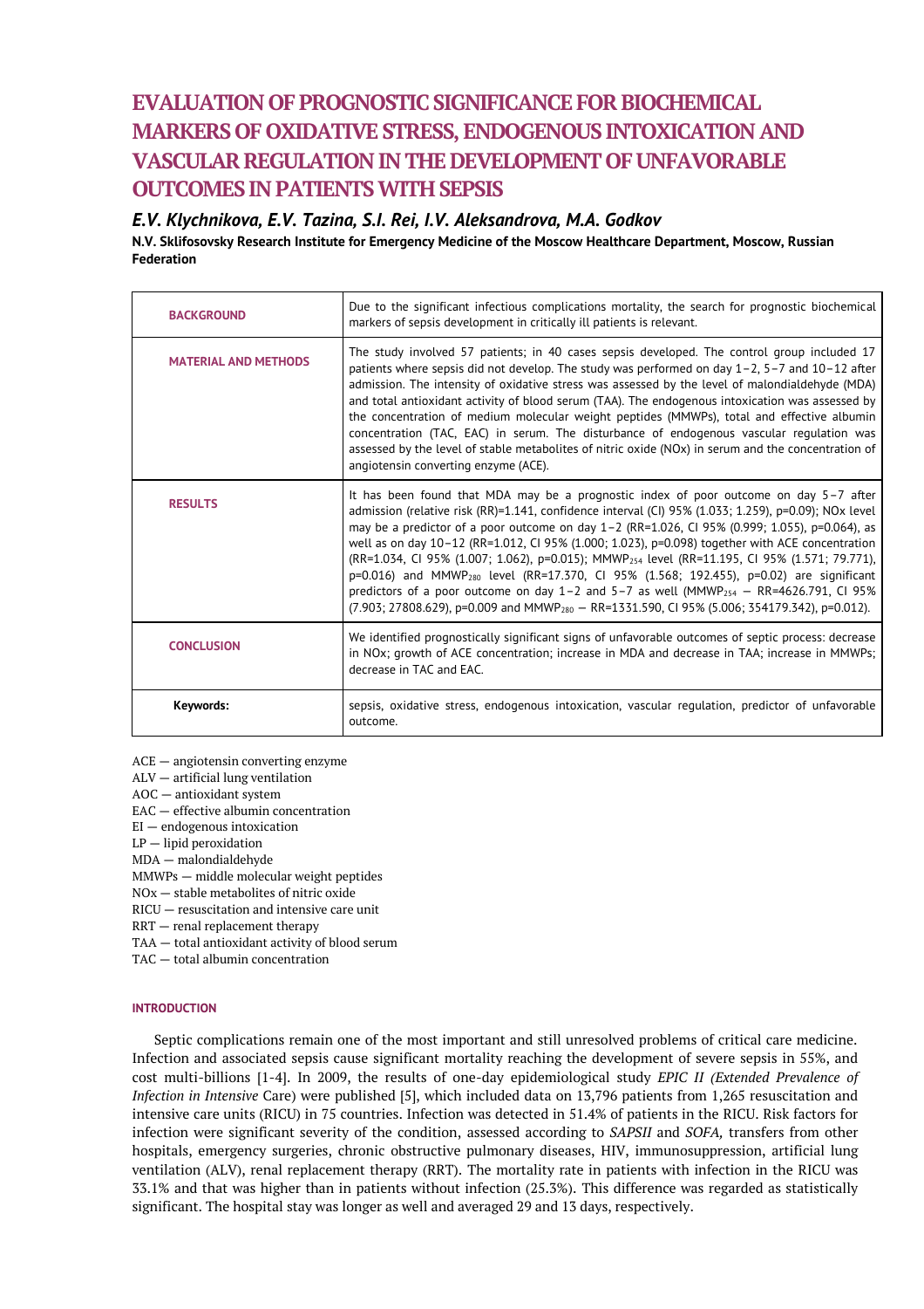# EVALUATION OF PROGNOSTIC SIGNIFICANCE FOR BIOCHEMICAL MARKERS OF OXIDATIVE STRESS, ENDOGENOUS INTOXICATION AND VASCULAR REGULATION IN THE DEVELOPMENT OF UNFAVORABLE OUTCOMES IN PATIENTS WITH SEPSIS

### *E.V. Klychnikova, E.V. Tazina, S.I. Rei, I.V. Aleksandrova, M.A. Godkov*

**N.V. Sklifosovsky Research Institute for Emergency Medicine of the Moscow Healthcare Department, Moscow, Russian Federation**

| | |
|---|---|
| **BACKGROUND** | Due to the significant infectious complications mortality, the search for prognostic biochemical markers of sepsis development in critically ill patients is relevant. |
| **MATERIAL AND METHODS** | The study involved 57 patients; in 40 cases sepsis developed. The control group included 17 patients where sepsis did not develop. The study was performed on day 1–2, 5–7 and 10–12 after admission. The intensity of oxidative stress was assessed by the level of malondialdehyde (MDA) and total antioxidant activity of blood serum (TAA). The endogenous intoxication was assessed by the concentration of medium molecular weight peptides (MMWPs), total and effective albumin concentration (TAC, EAC) in serum. The disturbance of endogenous vascular regulation was assessed by the level of stable metabolites of nitric oxide (NOx) in serum and the concentration of angiotensin converting enzyme (ACE). |
| **RESULTS** | It has been found that MDA may be a prognostic index of poor outcome on day 5–7 after admission (relative risk (RR)=1.141, confidence interval (CI) 95% (1.033; 1.259), p=0.09); NOx level may be a predictor of a poor outcome on day 1–2 (RR=1.026, CI 95% (0.999; 1.055), p=0.064), as well as on day 10–12 (RR=1.012, CI 95% (1.000; 1.023), p=0.098) together with ACE concentration (RR=1.034, CI 95% (1.007; 1.062), p=0.015); $MMWP_{254}$ level (RR=11.195, CI 95% (1.571; 79.771), p=0.016) and $MMWP_{280}$ level (RR=17.370, CI 95% (1.568; 192.455), p=0.02) are significant predictors of a poor outcome on day 1–2 and 5–7 as well ($MMWP_{254}$ — RR=4626.791, CI 95% (7.903; 27808.629), p=0.009 and $MMWP_{280}$ — RR=1331.590, CI 95% (5.006; 354179.342), p=0.012). |
| **CONCLUSION** | We identified prognostically significant signs of unfavorable outcomes of septic process: decrease in NOx; growth of ACE concentration; increase in MDA and decrease in TAA; increase in MMWPs; decrease in TAC and EAC. |
| **Keywords:** | sepsis, oxidative stress, endogenous intoxication, vascular regulation, predictor of unfavorable outcome. |

ACE — angiotensin converting enzyme
ALV — artificial lung ventilation
AOC — antioxidant system
EAC — effective albumin concentration
EI — endogenous intoxication
LP — lipid peroxidation
MDA — malondialdehyde
MMWPs — middle molecular weight peptides
NOx — stable metabolites of nitric oxide
RICU — resuscitation and intensive care unit
RRT — renal replacement therapy
TAA — total antioxidant activity of blood serum
TAC — total albumin concentration

#### INTRODUCTION

Septic complications remain one of the most important and still unresolved problems of critical care medicine. Infection and associated sepsis cause significant mortality reaching the development of severe sepsis in 55%, and cost multi-billions [1-4]. In 2009, the results of one-day epidemiological study *EPIC II (Extended Prevalence of Infection in Intensive* Care) were published [5], which included data on 13,796 patients from 1,265 resuscitation and intensive care units (RICU) in 75 countries. Infection was detected in 51.4% of patients in the RICU. Risk factors for infection were significant severity of the condition, assessed according to *SAPSII* and *SOFA,* transfers from other hospitals, emergency surgeries, chronic obstructive pulmonary diseases, HIV, immunosuppression, artificial lung ventilation (ALV), renal replacement therapy (RRT). The mortality rate in patients with infection in the RICU was 33.1% and that was higher than in patients without infection (25.3%). This difference was regarded as statistically significant. The hospital stay was longer as well and averaged 29 and 13 days, respectively.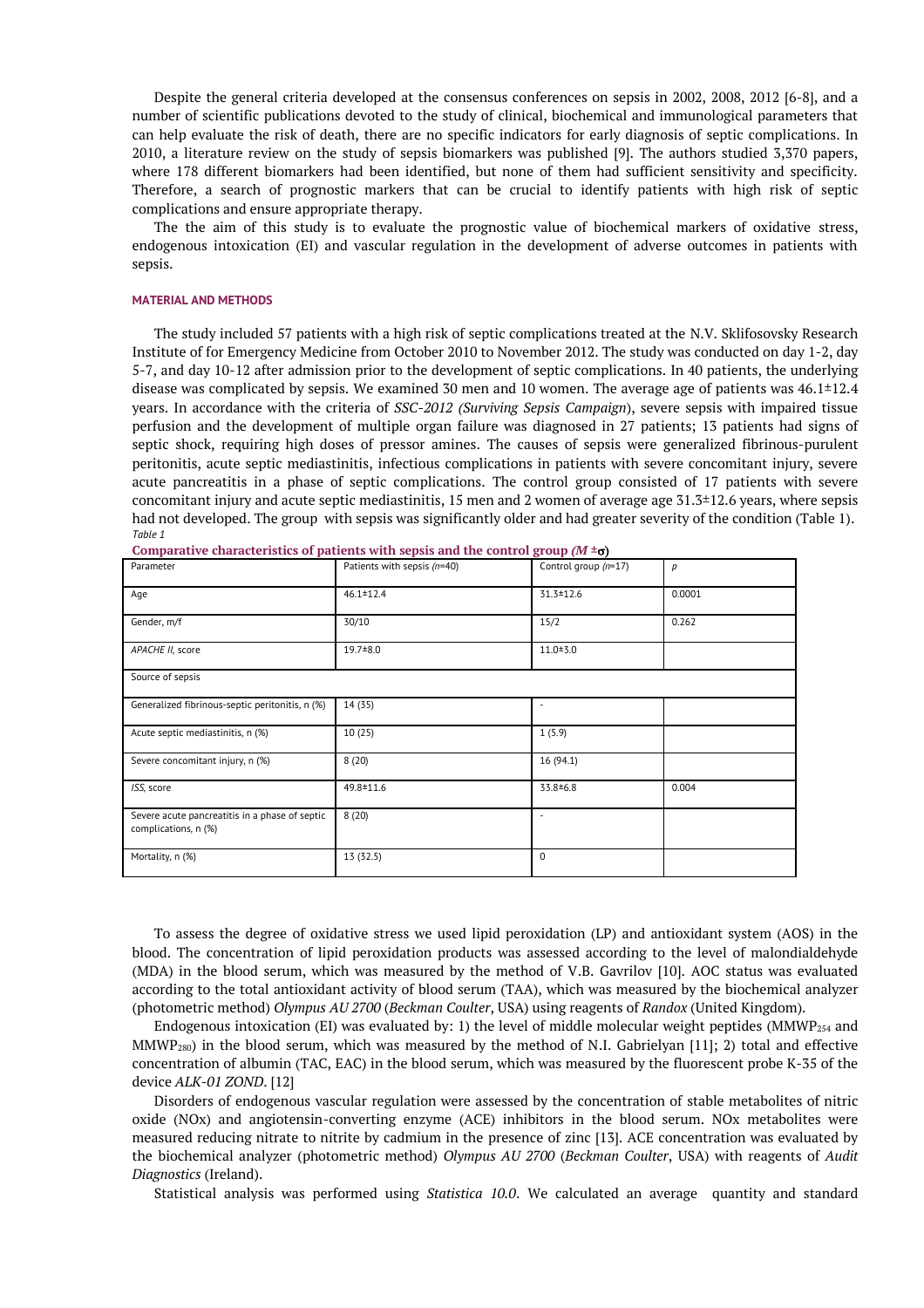Despite the general criteria developed at the consensus conferences on sepsis in 2002, 2008, 2012 [6-8], and a number of scientific publications devoted to the study of clinical, biochemical and immunological parameters that can help evaluate the risk of death, there are no specific indicators for early diagnosis of septic complications. In 2010, a literature review on the study of sepsis biomarkers was published [9]. The authors studied 3,370 papers, where 178 different biomarkers had been identified, but none of them had sufficient sensitivity and specificity. Therefore, a search of prognostic markers that can be crucial to identify patients with high risk of septic complications and ensure appropriate therapy.

The the aim of this study is to evaluate the prognostic value of biochemical markers of oxidative stress, endogenous intoxication (EI) and vascular regulation in the development of adverse outcomes in patients with sepsis.

## MATERIAL AND METHODS

The study included 57 patients with a high risk of septic complications treated at the N.V. Sklifosovsky Research Institute of for Emergency Medicine from October 2010 to November 2012. The study was conducted on day 1-2, day 5-7, and day 10-12 after admission prior to the development of septic complications. In 40 patients, the underlying disease was complicated by sepsis. We examined 30 men and 10 women. The average age of patients was 46.1±12.4 years. In accordance with the criteria of *SSC-2012 (Surviving Sepsis Campaign)*, severe sepsis with impaired tissue perfusion and the development of multiple organ failure was diagnosed in 27 patients; 13 patients had signs of septic shock, requiring high doses of pressor amines. The causes of sepsis were generalized fibrinous-purulent peritonitis, acute septic mediastinitis, infectious complications in patients with severe concomitant injury, severe acute pancreatitis in a phase of septic complications. The control group consisted of 17 patients with severe concomitant injury and acute septic mediastinitis, 15 men and 2 women of average age 31.3±12.6 years, where sepsis had not developed. The group with sepsis was significantly older and had greater severity of the condition (Table 1).

*Table 1*

**Comparative characteristics of patients with sepsis and the control group ($M \pm \sigma$)**

| Parameter | Patients with sepsis (*n*=40) | Control group (*n*=17) | *p* |
|---|---|---|---|
| Age | 46.1±12.4 | 31.3±12.6 | 0.0001 |
| Gender, m/f | 30/10 | 15/2 | 0.262 |
| *APACHE II*, score | 19.7±8.0 | 11.0±3.0 | |
| Source of sepsis | | | |
| Generalized fibrinous-septic peritonitis, n (%) | 14 (35) | - | |
| Acute septic mediastinitis, n (%) | 10 (25) | 1 (5.9) | |
| Severe concomitant injury, n (%) | 8 (20) | 16 (94.1) | |
| *ISS*, score | 49.8±11.6 | 33.8±6.8 | 0.004 |
| Severe acute pancreatitis in a phase of septic complications, n (%) | 8 (20) | - | |
| Mortality, n (%) | 13 (32.5) | 0 | |

To assess the degree of oxidative stress we used lipid peroxidation (LP) and antioxidant system (AOS) in the blood. The concentration of lipid peroxidation products was assessed according to the level of malondialdehyde (MDA) in the blood serum, which was measured by the method of V.B. Gavrilov [10]. AOC status was evaluated according to the total antioxidant activity of blood serum (TAA), which was measured by the biochemical analyzer (photometric method) *Olympus AU 2700* (*Beckman Coulter*, USA) using reagents of *Randox* (United Kingdom).

Endogenous intoxication (EI) was evaluated by: 1) the level of middle molecular weight peptides ($MMWP_{254}$ and $MMWP_{280}$) in the blood serum, which was measured by the method of N.I. Gabrielyan [11]; 2) total and effective concentration of albumin (TAC, EAC) in the blood serum, which was measured by the fluorescent probe K-35 of the device *ALK-01 ZOND*. [12]

Disorders of endogenous vascular regulation were assessed by the concentration of stable metabolites of nitric oxide (NOx) and angiotensin-converting enzyme (ACE) inhibitors in the blood serum. NOx metabolites were measured reducing nitrate to nitrite by cadmium in the presence of zinc [13]. ACE concentration was evaluated by the biochemical analyzer (photometric method) *Olympus AU 2700* (*Beckman Coulter*, USA) with reagents of *Audit Diagnostics* (Ireland).

Statistical analysis was performed using *Statistica 10.0*. We calculated an average quantity and standard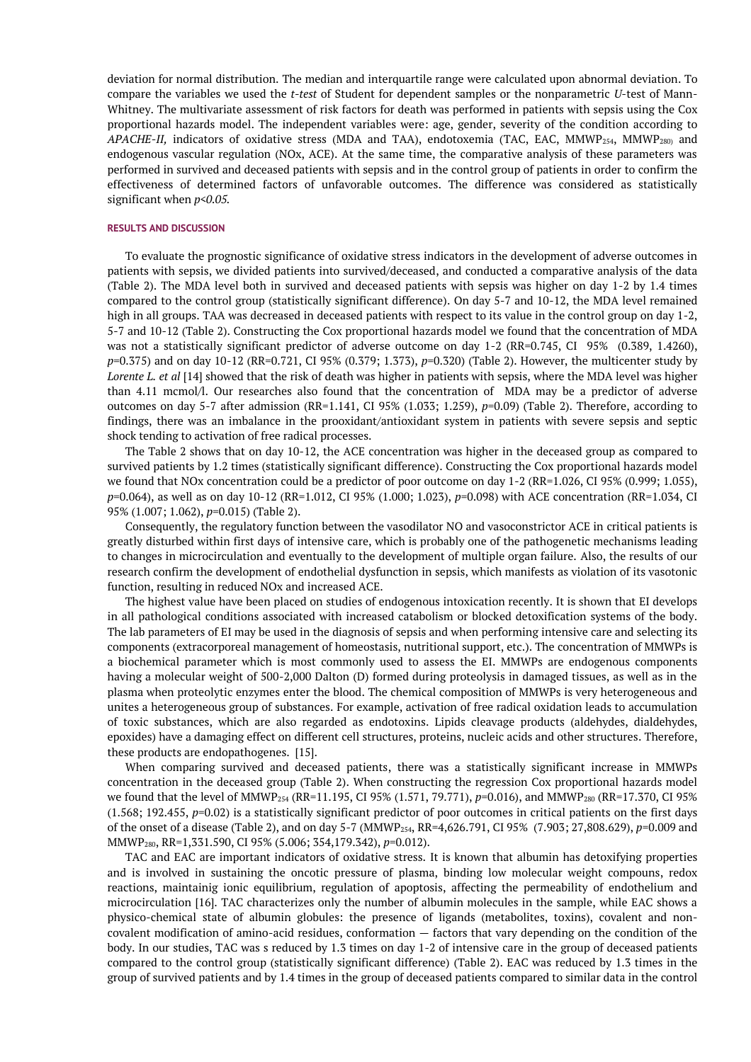deviation for normal distribution. The median and interquartile range were calculated upon abnormal deviation. To compare the variables we used the *t-test* of Student for dependent samples or the nonparametric *U*-test of Mann-Whitney. The multivariate assessment of risk factors for death was performed in patients with sepsis using the Cox proportional hazards model. The independent variables were: age, gender, severity of the condition according to *APACHE-II,* indicators of oxidative stress (MDA and TAA), endotoxemia (TAC, EAC, $MMWP_{254}$, $MMWP_{280}$) and endogenous vascular regulation (NOx, ACE). At the same time, the comparative analysis of these parameters was performed in survived and deceased patients with sepsis and in the control group of patients in order to confirm the effectiveness of determined factors of unfavorable outcomes. The difference was considered as statistically significant when $p<0.05$.

## RESULTS AND DISCUSSION

To evaluate the prognostic significance of oxidative stress indicators in the development of adverse outcomes in patients with sepsis, we divided patients into survived/deceased, and conducted a comparative analysis of the data (Table 2). The MDA level both in survived and deceased patients with sepsis was higher on day 1-2 by 1.4 times compared to the control group (statistically significant difference). On day 5-7 and 10-12, the MDA level remained high in all groups. TAA was decreased in deceased patients with respect to its value in the control group on day 1-2, 5-7 and 10-12 (Table 2). Constructing the Cox proportional hazards model we found that the concentration of MDA was not a statistically significant predictor of adverse outcome on day 1-2 (RR=0.745, CI 95% (0.389, 1.4260), $p$=0.375) and on day 10-12 (RR=0.721, CI 95% (0.379; 1.373), $p$=0.320) (Table 2). However, the multicenter study by *Lorente L. et al* [14] showed that the risk of death was higher in patients with sepsis, where the MDA level was higher than 4.11 mcmol/l. Our researches also found that the concentration of MDA may be a predictor of adverse outcomes on day 5-7 after admission (RR=1.141, CI 95% (1.033; 1.259), $p$=0.09) (Table 2). Therefore, according to findings, there was an imbalance in the prooxidant/antioxidant system in patients with severe sepsis and septic shock tending to activation of free radical processes.

The Table 2 shows that on day 10-12, the ACE concentration was higher in the deceased group as compared to survived patients by 1.2 times (statistically significant difference). Constructing the Cox proportional hazards model we found that NOx concentration could be a predictor of poor outcome on day 1-2 (RR=1.026, CI 95% (0.999; 1.055), $p$=0.064), as well as on day 10-12 (RR=1.012, CI 95% (1.000; 1.023), $p$=0.098) with ACE concentration (RR=1.034, CI 95% (1.007; 1.062), $p$=0.015) (Table 2).

Consequently, the regulatory function between the vasodilator NO and vasoconstrictor ACE in critical patients is greatly disturbed within first days of intensive care, which is probably one of the pathogenetic mechanisms leading to changes in microcirculation and eventually to the development of multiple organ failure. Also, the results of our research confirm the development of endothelial dysfunction in sepsis, which manifests as violation of its vasotonic function, resulting in reduced NOx and increased ACE.

The highest value have been placed on studies of endogenous intoxication recently. It is shown that EI develops in all pathological conditions associated with increased catabolism or blocked detoxification systems of the body. The lab parameters of EI may be used in the diagnosis of sepsis and when performing intensive care and selecting its components (extracorporeal management of homeostasis, nutritional support, etc.). The concentration of MMWPs is a biochemical parameter which is most commonly used to assess the EI. MMWPs are endogenous components having a molecular weight of 500-2,000 Dalton (D) formed during proteolysis in damaged tissues, as well as in the plasma when proteolytic enzymes enter the blood. The chemical composition of MMWPs is very heterogeneous and unites a heterogeneous group of substances. For example, activation of free radical oxidation leads to accumulation of toxic substances, which are also regarded as endotoxins. Lipids cleavage products (aldehydes, dialdehydes, epoxides) have a damaging effect on different cell structures, proteins, nucleic acids and other structures. Therefore, these products are endopathogenes. [15].

When comparing survived and deceased patients, there was a statistically significant increase in MMWPs concentration in the deceased group (Table 2). When constructing the regression Cox proportional hazards model we found that the level of $MMWP_{254}$ (RR=11.195, CI 95% (1.571, 79.771), $p$=0.016), and $MMWP_{280}$ (RR=17.370, CI 95% (1.568; 192.455, $p$=0.02) is a statistically significant predictor of poor outcomes in critical patients on the first days of the onset of a disease (Table 2), and on day 5-7 ($MMWP_{254}$, RR=4,626.791, CI 95% (7.903; 27,808.629), $p$=0.009 and $MMWP_{280}$, RR=1,331.590, CI 95% (5.006; 354,179.342), $p$=0.012).

TAC and EAC are important indicators of oxidative stress. It is known that albumin has detoxifying properties and is involved in sustaining the oncotic pressure of plasma, binding low molecular weight compouns, redox reactions, maintainig ionic equilibrium, regulation of apoptosis, affecting the permeability of endothelium and microcirculation [16]. TAC characterizes only the number of albumin molecules in the sample, while EAC shows a physico-chemical state of albumin globules: the presence of ligands (metabolites, toxins), covalent and non-covalent modification of amino-acid residues, conformation — factors that vary depending on the condition of the body. In our studies, TAC was s reduced by 1.3 times on day 1-2 of intensive care in the group of deceased patients compared to the control group (statistically significant difference) (Table 2). EAC was reduced by 1.3 times in the group of survived patients and by 1.4 times in the group of deceased patients compared to similar data in the control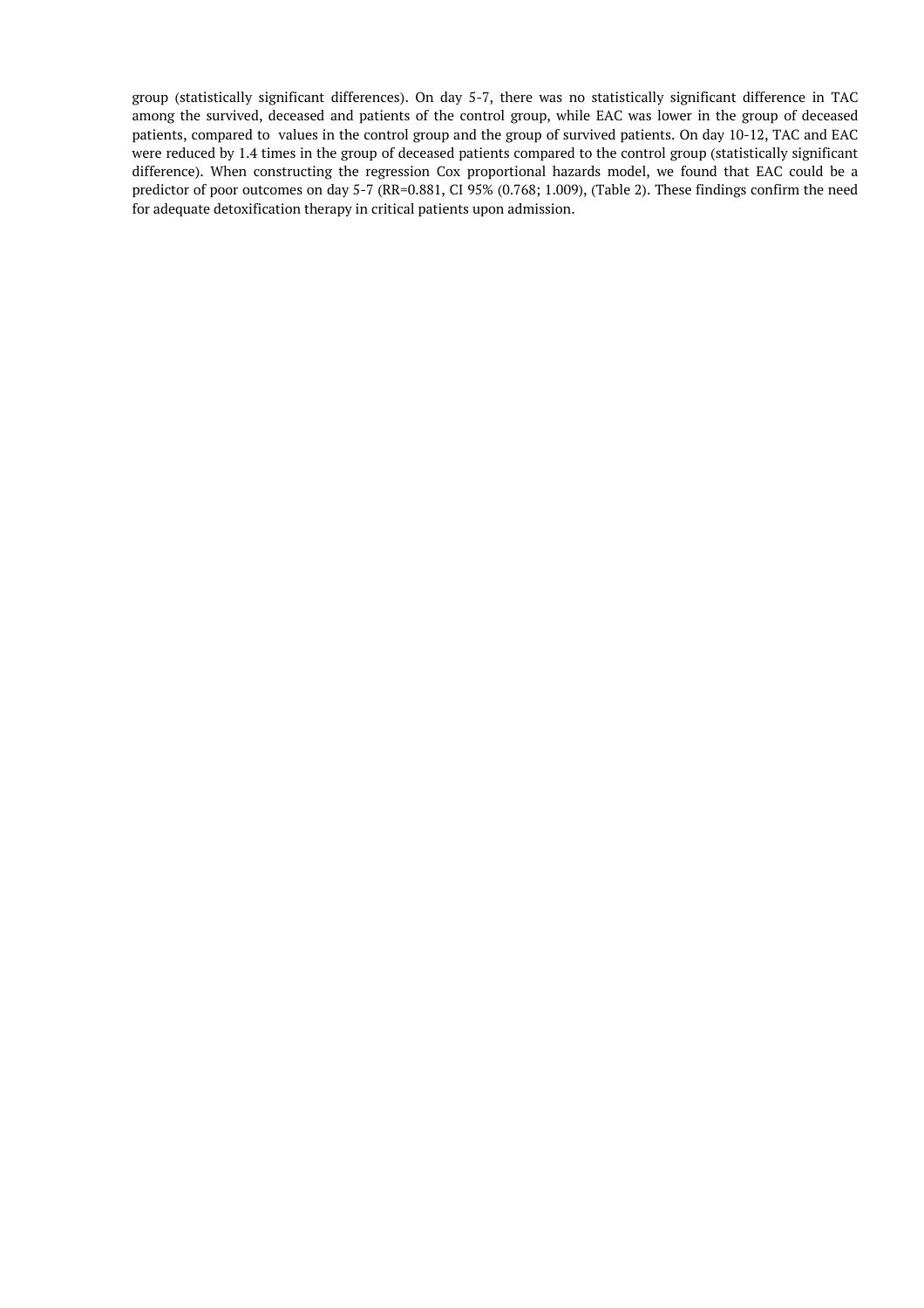group (statistically significant differences). On day 5-7, there was no statistically significant difference in TAC among the survived, deceased and patients of the control group, while EAC was lower in the group of deceased patients, compared to values in the control group and the group of survived patients. On day 10-12, TAC and EAC were reduced by 1.4 times in the group of deceased patients compared to the control group (statistically significant difference). When constructing the regression Cox proportional hazards model, we found that EAC could be a predictor of poor outcomes on day 5-7 (RR=0.881, CI 95% (0.768; 1.009), (Table 2). These findings confirm the need for adequate detoxification therapy in critical patients upon admission.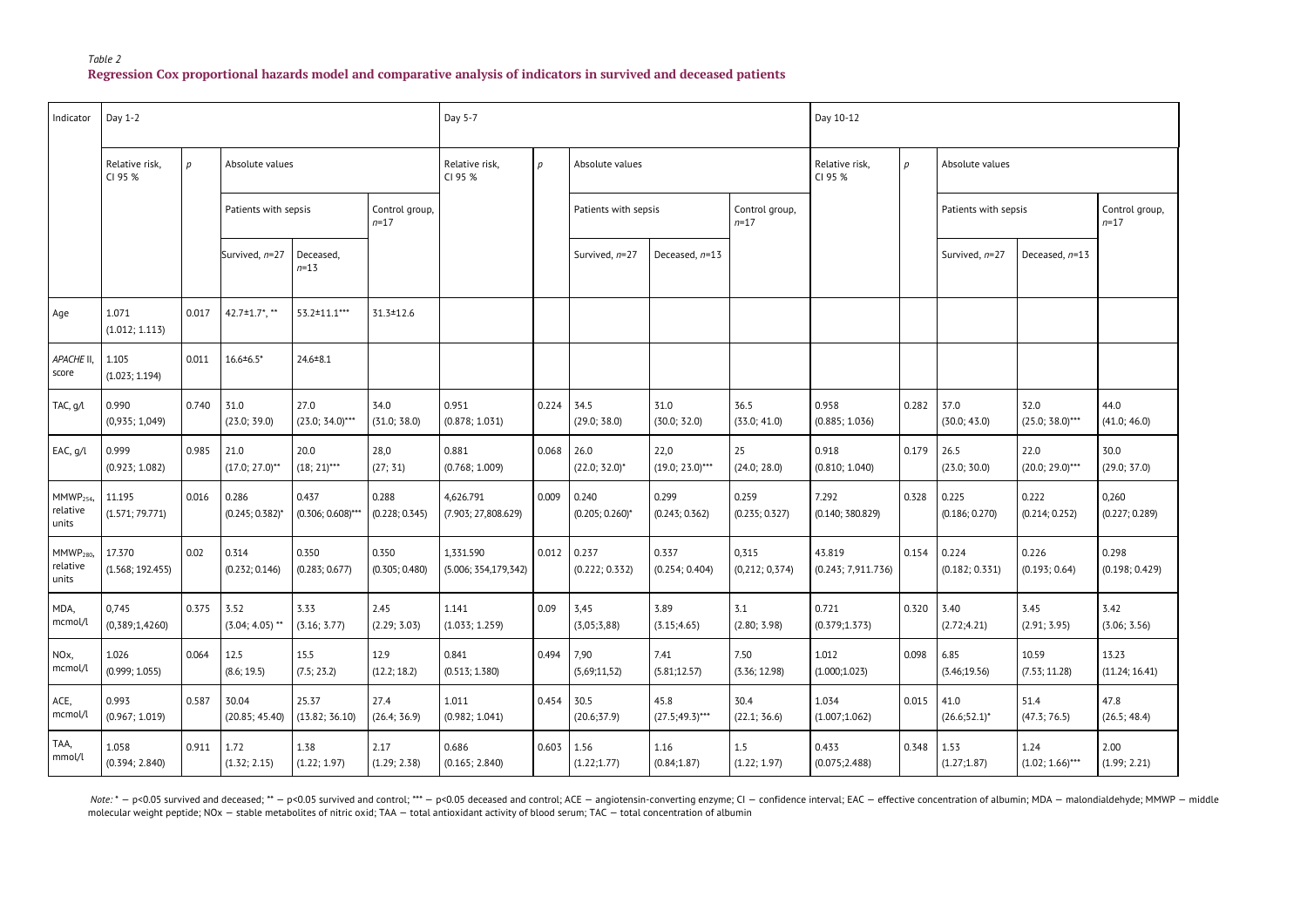*Table 2*

**Regression Cox proportional hazards model and comparative analysis of indicators in survived and deceased patients**

| Indicator | Day 1-2 | | | | | Day 5-7 | | | | | Day 10-12 | | | | |
|---|---|---|---|---|---|---|---|---|---|---|---|---|---|---|---|
| | Relative risk, CI 95 % | *p* | Absolute values | | | Relative risk, CI 95 % | *p* | Absolute values | | | Relative risk, CI 95 % | *p* | Absolute values | | |
| | | | Patients with sepsis | | Control group, *n*=17 | | | Patients with sepsis | | Control group, *n*=17 | | | Patients with sepsis | | Control group, *n*=17 |
| | | | Survived, *n*=27 | Deceased, *n*=13 | | | | Survived, *n*=27 | Deceased, *n*=13 | | | | Survived, *n*=27 | Deceased, *n*=13 | |
| Age | 1.071 (1.012; 1.113) | 0.017 | 42.7±1.7*, ** | 53.2±11.1*** | 31.3±12.6 | | | | | | | | | | |
| *APACHE* II, score | 1.105 (1.023; 1.194) | 0.011 | 16.6±6.5* | 24.6±8.1 | | | | | | | | | | | |
| TAC, g/l | 0.990 (0,935; 1,049) | 0.740 | 31.0 (23.0; 39.0) | 27.0 (23.0; 34.0)*** | 34.0 (31.0; 38.0) | 0.951 (0.878; 1.031) | 0.224 | 34.5 (29.0; 38.0) | 31.0 (30.0; 32.0) | 36.5 (33.0; 41.0) | 0.958 (0.885; 1.036) | 0.282 | 37.0 (30.0; 43.0) | 32.0 (25.0; 38.0)*** | 44.0 (41.0; 46.0) |
| EAC, g/l | 0.999 (0.923; 1.082) | 0.985 | 21.0 (17.0; 27.0)** | 20.0 (18; 21)*** | 28,0 (27; 31) | 0.881 (0.768; 1.009) | 0.068 | 26.0 (22.0; 32.0)* | 22,0 (19.0; 23.0)*** | 25 (24.0; 28.0) | 0.918 (0.810; 1.040) | 0.179 | 26.5 (23.0; 30.0) | 22.0 (20.0; 29.0)*** | 30.0 (29.0; 37.0) |
| $MMWP_{254}$, relative units | 11.195 (1.571; 79.771) | 0.016 | 0.286 (0.245; 0.382)* | 0.437 (0.306; 0.608)*** | 0.288 (0.228; 0.345) | 4,626.791 (7.903; 27,808.629) | 0.009 | 0.240 (0.205; 0.260)* | 0.299 (0.243; 0.362) | 0.259 (0.235; 0.327) | 7.292 (0.140; 380.829) | 0.328 | 0.225 (0.186; 0.270) | 0.222 (0.214; 0.252) | 0,260 (0.227; 0.289) |
| $MMWP_{280}$, relative units | 17.370 (1.568; 192.455) | 0.02 | 0.314 (0.232; 0.146) | 0.350 (0.283; 0.677) | 0.350 (0.305; 0.480) | 1,331.590 (5.006; 354,179,342) | 0.012 | 0.237 (0.222; 0.332) | 0.337 (0.254; 0.404) | 0,315 (0,212; 0,374) | 43.819 (0.243; 7,911.736) | 0.154 | 0.224 (0.182; 0.331) | 0.226 (0.193; 0.64) | 0.298 (0.198; 0.429) |
| MDA, mcmol/l | 0,745 (0,389;1,4260) | 0.375 | 3.52 (3.04; 4.05) ** | 3.33 (3.16; 3.77) | 2.45 (2.29; 3.03) | 1.141 (1.033; 1.259) | 0.09 | 3,45 (3,05;3,88) | 3.89 (3.15;4.65) | 3.1 (2.80; 3.98) | 0.721 (0.379;1.373) | 0.320 | 3.40 (2.72;4.21) | 3.45 (2.91; 3.95) | 3.42 (3.06; 3.56) |
| NOx, mcmol/l | 1.026 (0.999; 1.055) | 0.064 | 12.5 (8.6; 19.5) | 15.5 (7.5; 23.2) | 12.9 (12.2; 18.2) | 0.841 (0.513; 1.380) | 0.494 | 7,90 (5,69;11,52) | 7.41 (5.81;12.57) | 7.50 (3.36; 12.98) | 1.012 (1.000;1.023) | 0.098 | 6.85 (3.46;19.56) | 10.59 (7.53; 11.28) | 13.23 (11.24; 16.41) |
| ACE, mcmol/l | 0.993 (0.967; 1.019) | 0.587 | 30.04 (20.85; 45.40) | 25.37 (13.82; 36.10) | 27.4 (26.4; 36.9) | 1.011 (0.982; 1.041) | 0.454 | 30.5 (20.6;37.9) | 45.8 (27.5;49.3)*** | 30.4 (22.1; 36.6) | 1.034 (1.007;1.062) | 0.015 | 41.0 (26.6;52.1)* | 51.4 (47.3; 76.5) | 47.8 (26.5; 48.4) |
| TAA, mmol/l | 1.058 (0.394; 2.840) | 0.911 | 1.72 (1.32; 2.15) | 1.38 (1.22; 1.97) | 2.17 (1.29; 2.38) | 0.686 (0.165; 2.840) | 0.603 | 1.56 (1.22;1.77) | 1.16 (0.84;1.87) | 1.5 (1.22; 1.97) | 0.433 (0.075;2.488) | 0.348 | 1.53 (1.27;1.87) | 1.24 (1.02; 1.66)*** | 2.00 (1.99; 2.21) |

*Note:* * — p<0.05 survived and deceased; ** — p<0.05 survived and control; *** — p<0.05 deceased and control; ACE — angiotensin-converting enzyme; CI — confidence interval; EAC — effective concentration of albumin; MDA — malondialdehyde; MMWP — middle molecular weight peptide; NOx — stable metabolites of nitric oxid; TAA — total antioxidant activity of blood serum; TAC — total concentration of albumin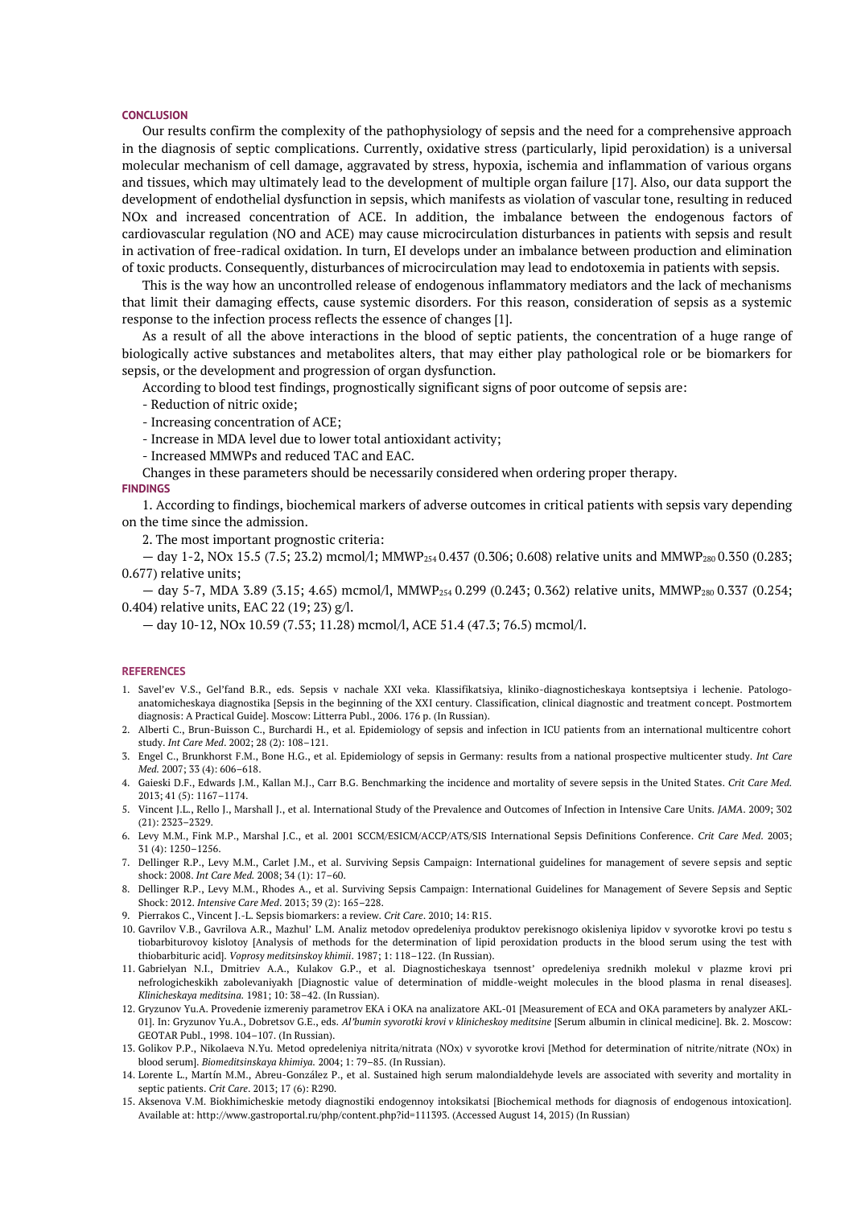## CONCLUSION

Our results confirm the complexity of the pathophysiology of sepsis and the need for a comprehensive approach in the diagnosis of septic complications. Currently, oxidative stress (particularly, lipid peroxidation) is a universal molecular mechanism of cell damage, aggravated by stress, hypoxia, ischemia and inflammation of various organs and tissues, which may ultimately lead to the development of multiple organ failure [17]. Also, our data support the development of endothelial dysfunction in sepsis, which manifests as violation of vascular tone, resulting in reduced NOx and increased concentration of ACE. In addition, the imbalance between the endogenous factors of cardiovascular regulation (NO and ACE) may cause microcirculation disturbances in patients with sepsis and result in activation of free-radical oxidation. In turn, EI develops under an imbalance between production and elimination of toxic products. Consequently, disturbances of microcirculation may lead to endotoxemia in patients with sepsis.

This is the way how an uncontrolled release of endogenous inflammatory mediators and the lack of mechanisms that limit their damaging effects, cause systemic disorders. For this reason, consideration of sepsis as a systemic response to the infection process reflects the essence of changes [1].

As a result of all the above interactions in the blood of septic patients, the concentration of a huge range of biologically active substances and metabolites alters, that may either play pathological role or be biomarkers for sepsis, or the development and progression of organ dysfunction.

According to blood test findings, prognostically significant signs of poor outcome of sepsis are:

- Reduction of nitric oxide;
- Increasing concentration of ACE;
- Increase in MDA level due to lower total antioxidant activity;
- Increased MMWPs and reduced TAC and EAC.

Changes in these parameters should be necessarily considered when ordering proper therapy.

## FINDINGS

1. According to findings, biochemical markers of adverse outcomes in critical patients with sepsis vary depending on the time since the admission.

2. The most important prognostic criteria:

— day 1-2, NOx 15.5 (7.5; 23.2) mcmol/l; $MMWP_{254}$ 0.437 (0.306; 0.608) relative units and $MMWP_{280}$ 0.350 (0.283; 0.677) relative units;

— day 5-7, MDA 3.89 (3.15; 4.65) mcmol/l, $MMWP_{254}$ 0.299 (0.243; 0.362) relative units, $MMWP_{280}$ 0.337 (0.254; 0.404) relative units, EAC 22 (19; 23) g/l.

— day 10-12, NOx 10.59 (7.53; 11.28) mcmol/l, ACE 51.4 (47.3; 76.5) mcmol/l.

## REFERENCES

1. Savel'ev V.S., Gel'fand B.R., eds. Sepsis v nachale XXI veka. Klassifikatsiya, kliniko-diagnosticheskaya kontseptsiya i lechenie. Patologo-anatomicheskaya diagnostika [Sepsis in the beginning of the XXI century. Classification, clinical diagnostic and treatment concept. Postmortem diagnosis: A Practical Guide]. Moscow: Litterra Publ., 2006. 176 p. (In Russian).
2. Alberti C., Brun-Buisson C., Burchardi H., et al. Epidemiology of sepsis and infection in ICU patients from an international multicentre cohort study. *Int Care Med*. 2002; 28 (2): 108–121.
3. Engel C., Brunkhorst F.M., Bone H.G., et al. Epidemiology of sepsis in Germany: results from a national prospective multicenter study. *Int Care Med.* 2007; 33 (4): 606–618.
4. Gaieski D.F., Edwards J.M., Kallan M.J., Carr B.G. Benchmarking the incidence and mortality of severe sepsis in the United States. *Crit Care Med.* 2013; 41 (5): 1167–1174.
5. Vincent J.L., Rello J., Marshall J., et al. International Study of the Prevalence and Outcomes of Infection in Intensive Care Units. *JAMA*. 2009; 302 (21): 2323–2329.
6. Levy M.M., Fink M.P., Marshal J.C., et al. 2001 SCCM/ESICM/ACCP/ATS/SIS International Sepsis Definitions Conference. *Crit Care Med*. 2003; 31 (4): 1250–1256.
7. Dellinger R.P., Levy M.M., Carlet J.M., et al. Surviving Sepsis Campaign: International guidelines for management of severe sepsis and septic shock: 2008. *Int Care Med.* 2008; 34 (1): 17–60.
8. Dellinger R.P., Levy M.M., Rhodes A., et al. Surviving Sepsis Campaign: International Guidelines for Management of Severe Sepsis and Septic Shock: 2012. *Intensive Care Med*. 2013; 39 (2): 165–228.
9. Pierrakos C., Vincent J.-L. Sepsis biomarkers: a review. *Crit Care*. 2010; 14: R15.
10. Gavrilov V.B., Gavrilova A.R., Mazhul' L.M. Analiz metodov opredeleniya produktov perekisnogo okisleniya lipidov v syvorotke krovi po testu s tiobarbiturovoy kislotoy [Analysis of methods for the determination of lipid peroxidation products in the blood serum using the test with thiobarbituric acid]. *Voprosy meditsinskoy khimii*. 1987; 1: 118–122. (In Russian).
11. Gabrielyan N.I., Dmitriev A.A., Kulakov G.P., et al. Diagnosticheskaya tsennost' opredeleniya srednikh molekul v plazme krovi pri nefrologicheskikh zabolevaniyakh [Diagnostic value of determination of middle-weight molecules in the blood plasma in renal diseases]. *Klinicheskaya meditsina.* 1981; 10: 38–42. (In Russian).
12. Gryzunov Yu.A. Provedenie izmereniy parametrov EKA i OKA na analizatore AKL-01 [Measurement of ECA and OKA parameters by analyzer AKL-01]. In: Gryzunov Yu.A., Dobretsov G.E., eds. *Al'bumin syvorotki krovi v klinicheskoy meditsine* [Serum albumin in clinical medicine]. Bk. 2. Moscow: GEOTAR Publ., 1998. 104–107. (In Russian).
13. Golikov P.P., Nikolaeva N.Yu. Metod opredeleniya nitrita/nitrata (NOx) v syvorotke krovi [Method for determination of nitrite/nitrate (NOx) in blood serum]. *Biomeditsinskaya khimiya.* 2004; 1: 79–85. (In Russian).
14. Lorente L., Martín M.M., Abreu-González P., et al. Sustained high serum malondialdehyde levels are associated with severity and mortality in septic patients. *Crit Care*. 2013; 17 (6): R290.
15. Aksenova V.M. Biokhimicheskie metody diagnostiki endogennoy intoksikatsi [Biochemical methods for diagnosis of endogenous intoxication]. Available at: http://www.gastroportal.ru/php/content.php?id=111393. (Accessed August 14, 2015) (In Russian)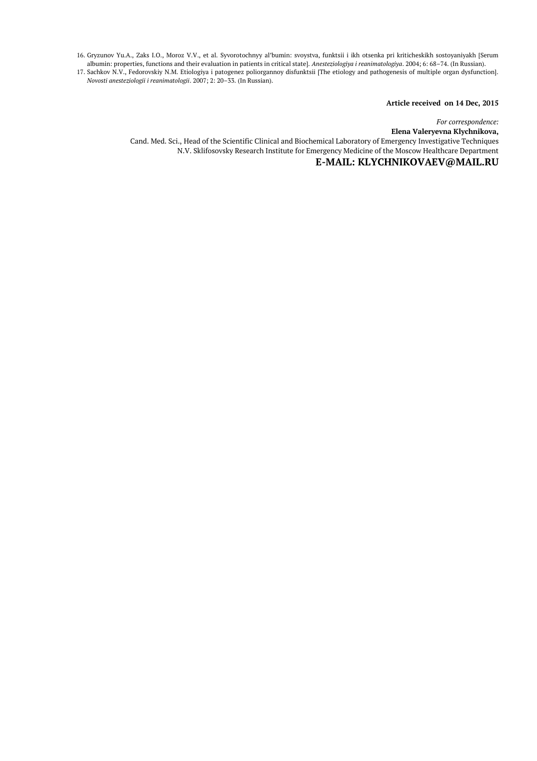16. Gryzunov Yu.A., Zaks I.O., Moroz V.V., et al. Syvorotochnyy al'bumin: svoystva, funktsii i ikh otsenka pri kriticheskikh sostoyaniyakh [Serum albumin: properties, functions and their evaluation in patients in critical state]. *Anesteziologiya i reanimatologiya*. 2004; 6: 68–74. (In Russian).
17. Sachkov N.V., Fedorovskiy N.M. Etiologiya i patogenez poliorgannoy disfunktsii [The etiology and pathogenesis of multiple organ dysfunction]. *Novosti anesteziologii i reanimatologii*. 2007; 2: 20–33. (In Russian).

**Article received on 14 Dec, 2015**

*For correspondence:*

**Elena Valeryevna Klychnikova,**

Cand. Med. Sci., Head of the Scientific Clinical and Biochemical Laboratory of Emergency Investigative Techniques

N.V. Sklifosovsky Research Institute for Emergency Medicine of the Moscow Healthcare Department

**E-MAIL: KLYCHNIKOVAEV@MAIL.RU**